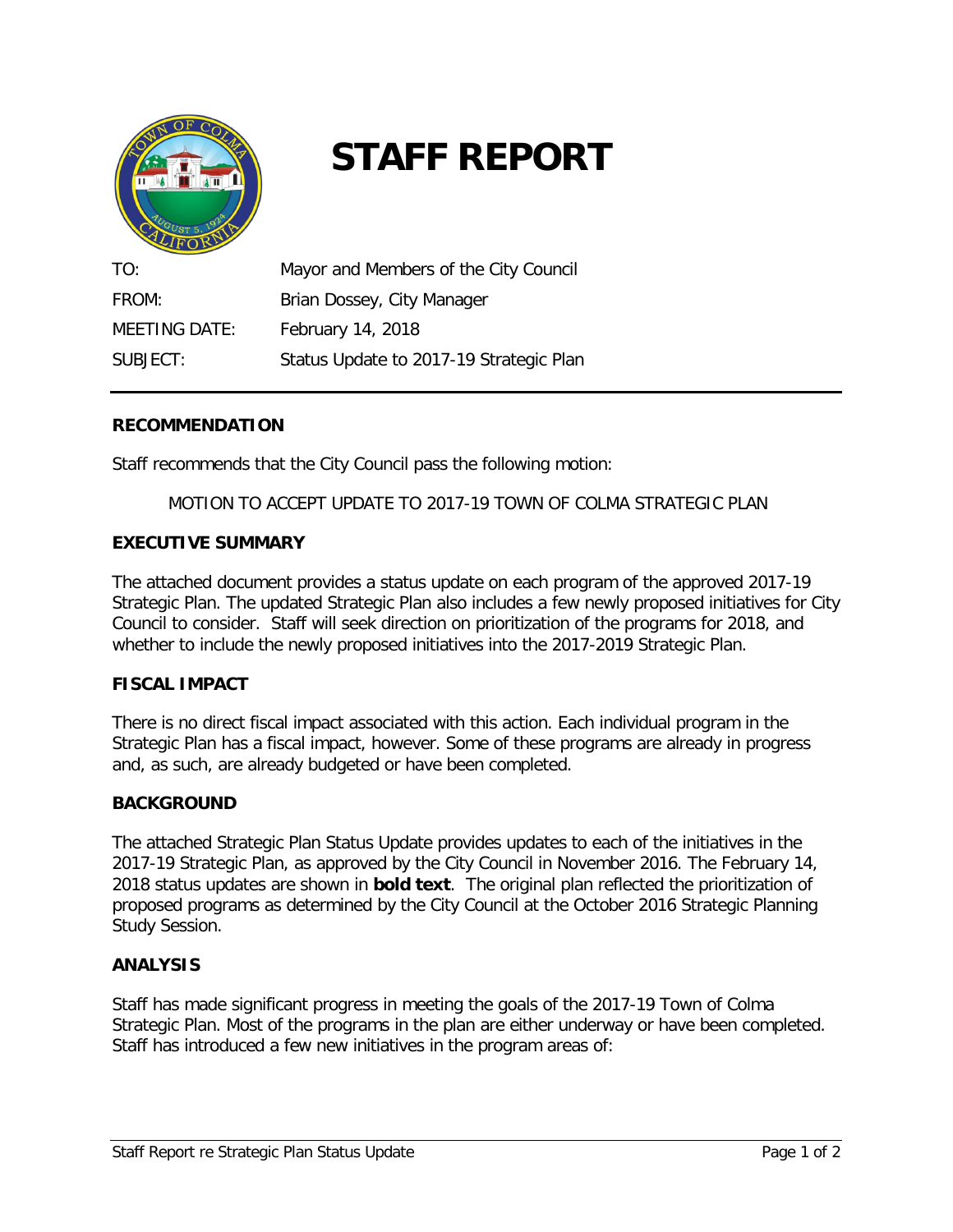# STAFF REPORT

| | |
|---|---|
| TO: | Mayor and Members of the City Council |
| FROM: | Brian Dossey, City Manager |
| MEETING DATE: | February 14, 2018 |
| SUBJECT: | Status Update to 2017-19 Strategic Plan |

## RECOMMENDATION

Staff recommends that the City Council pass the following motion:

MOTION TO ACCEPT UPDATE TO 2017-19 TOWN OF COLMA STRATEGIC PLAN

## EXECUTIVE SUMMARY

The attached document provides a status update on each program of the approved 2017-19 Strategic Plan. The updated Strategic Plan also includes a few newly proposed initiatives for City Council to consider. Staff will seek direction on prioritization of the programs for 2018, and whether to include the newly proposed initiatives into the 2017-2019 Strategic Plan.

## FISCAL IMPACT

There is no direct fiscal impact associated with this action. Each individual program in the Strategic Plan has a fiscal impact, however. Some of these programs are already in progress and, as such, are already budgeted or have been completed.

## BACKGROUND

The attached Strategic Plan Status Update provides updates to each of the initiatives in the 2017-19 Strategic Plan, as approved by the City Council in November 2016. The February 14, 2018 status updates are shown in **bold text**. The original plan reflected the prioritization of proposed programs as determined by the City Council at the October 2016 Strategic Planning Study Session.

## ANALYSIS

Staff has made significant progress in meeting the goals of the 2017-19 Town of Colma Strategic Plan. Most of the programs in the plan are either underway or have been completed. Staff has introduced a few new initiatives in the program areas of: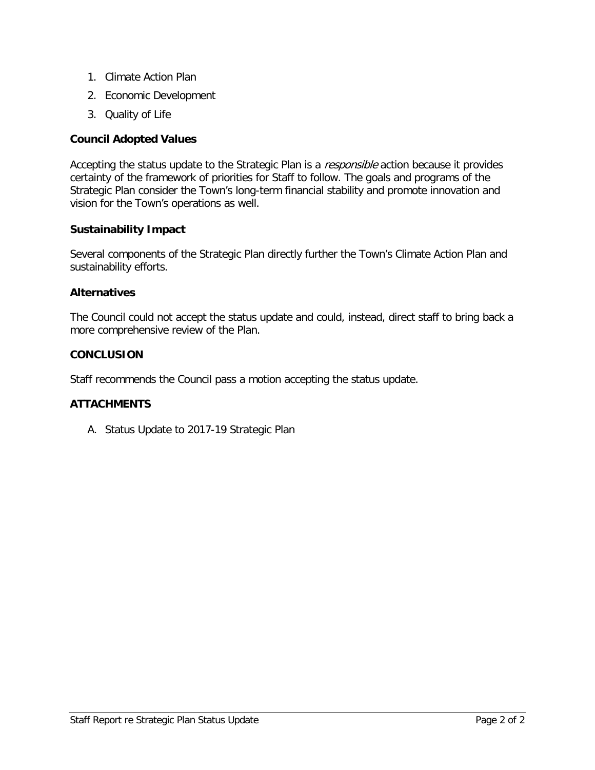1. Climate Action Plan
2. Economic Development
3. Quality of Life

**Council Adopted Values**

Accepting the status update to the Strategic Plan is a *responsible* action because it provides certainty of the framework of priorities for Staff to follow. The goals and programs of the Strategic Plan consider the Town's long-term financial stability and promote innovation and vision for the Town's operations as well.

**Sustainability Impact**

Several components of the Strategic Plan directly further the Town's Climate Action Plan and sustainability efforts.

**Alternatives**

The Council could not accept the status update and could, instead, direct staff to bring back a more comprehensive review of the Plan.

**CONCLUSION**

Staff recommends the Council pass a motion accepting the status update.

**ATTACHMENTS**

A. Status Update to 2017-19 Strategic Plan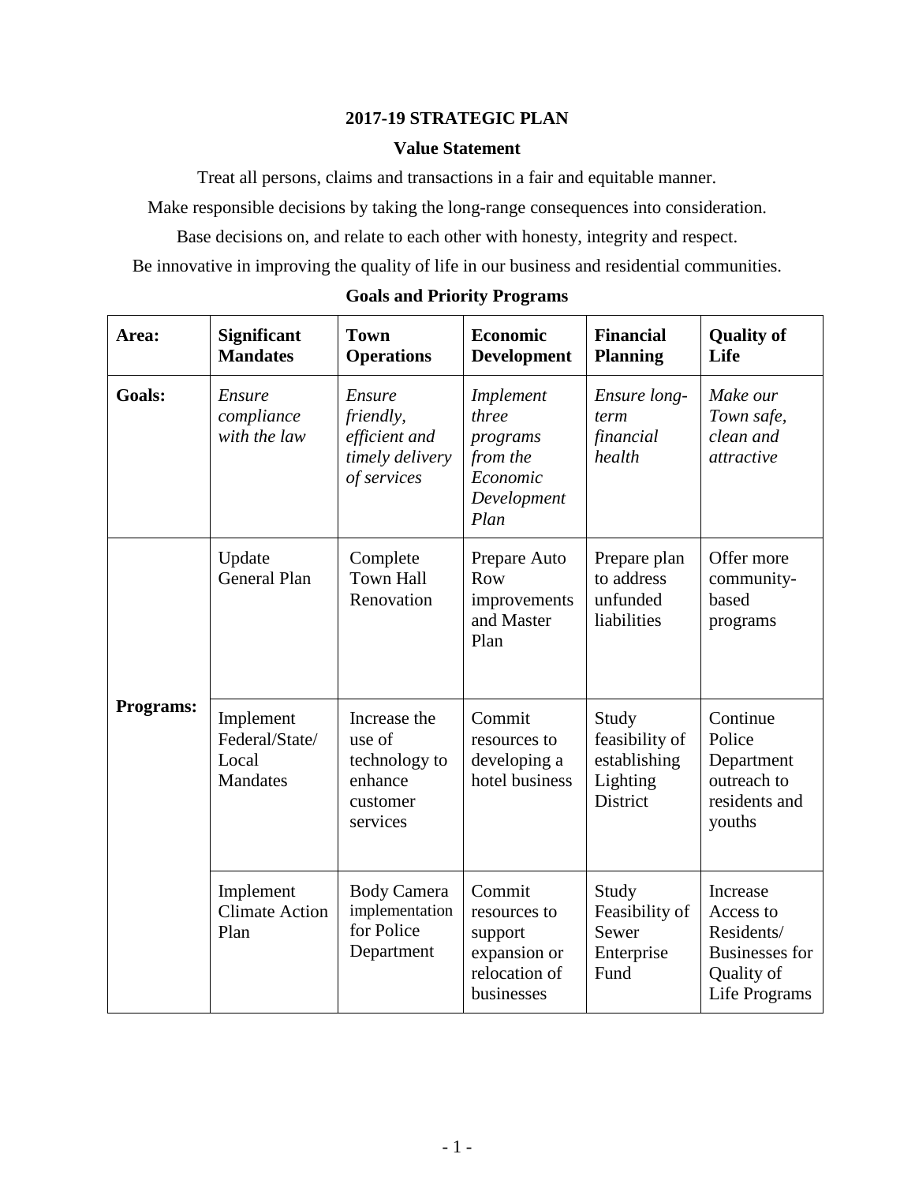# 2017-19 STRATEGIC PLAN

## Value Statement

Treat all persons, claims and transactions in a fair and equitable manner.

Make responsible decisions by taking the long-range consequences into consideration.

Base decisions on, and relate to each other with honesty, integrity and respect.

Be innovative in improving the quality of life in our business and residential communities.

## Goals and Priority Programs

| **Area:** | **Significant Mandates** | **Town Operations** | **Economic Development** | **Financial Planning** | **Quality of Life** |
|---|---|---|---|---|---|
| **Goals:** | *Ensure compliance with the law* | *Ensure friendly, efficient and timely delivery of services* | *Implement three programs from the Economic Development Plan* | *Ensure long-term financial health* | *Make our Town safe, clean and attractive* |
| **Programs:** | Update General Plan | Complete Town Hall Renovation | Prepare Auto Row improvements and Master Plan | Prepare plan to address unfunded liabilities | Offer more community-based programs |
| | Implement Federal/State/ Local Mandates | Increase the use of technology to enhance customer services | Commit resources to developing a hotel business | Study feasibility of establishing Lighting District | Continue Police Department outreach to residents and youths |
| | Implement Climate Action Plan | Body Camera implementation for Police Department | Commit resources to support expansion or relocation of businesses | Study Feasibility of Sewer Enterprise Fund | Increase Access to Residents/ Businesses for Quality of Life Programs |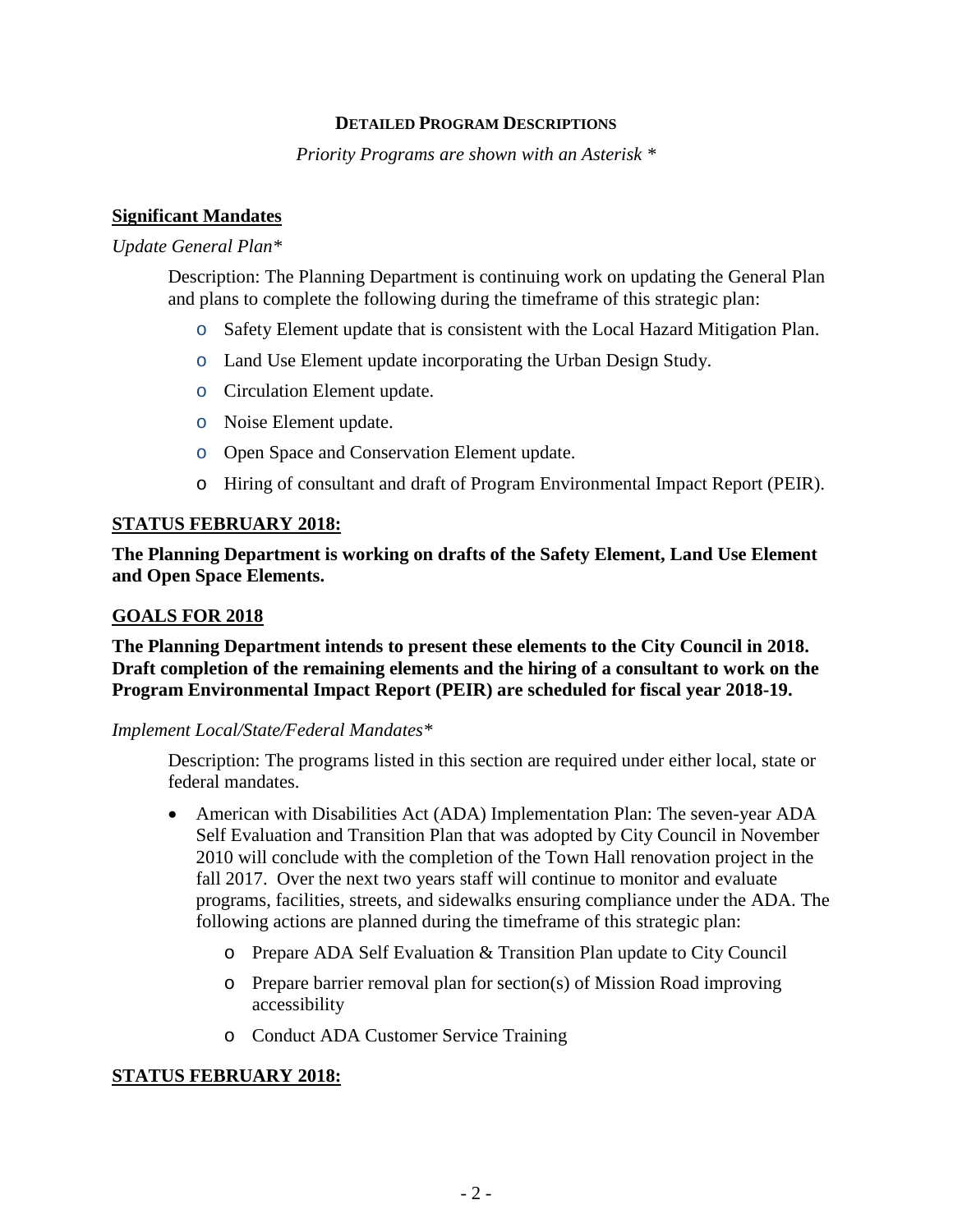**DETAILED PROGRAM DESCRIPTIONS**

*Priority Programs are shown with an Asterisk **

## Significant Mandates

*Update General Plan**

Description: The Planning Department is continuing work on updating the General Plan and plans to complete the following during the timeframe of this strategic plan:

- Safety Element update that is consistent with the Local Hazard Mitigation Plan.
- Land Use Element update incorporating the Urban Design Study.
- Circulation Element update.
- Noise Element update.
- Open Space and Conservation Element update.
- Hiring of consultant and draft of Program Environmental Impact Report (PEIR).

**STATUS FEBRUARY 2018:**

**The Planning Department is working on drafts of the Safety Element, Land Use Element and Open Space Elements.**

**GOALS FOR 2018**

**The Planning Department intends to present these elements to the City Council in 2018. Draft completion of the remaining elements and the hiring of a consultant to work on the Program Environmental Impact Report (PEIR) are scheduled for fiscal year 2018-19.**

*Implement Local/State/Federal Mandates**

Description: The programs listed in this section are required under either local, state or federal mandates.

- American with Disabilities Act (ADA) Implementation Plan: The seven-year ADA Self Evaluation and Transition Plan that was adopted by City Council in November 2010 will conclude with the completion of the Town Hall renovation project in the fall 2017. Over the next two years staff will continue to monitor and evaluate programs, facilities, streets, and sidewalks ensuring compliance under the ADA. The following actions are planned during the timeframe of this strategic plan:
  - Prepare ADA Self Evaluation & Transition Plan update to City Council
  - Prepare barrier removal plan for section(s) of Mission Road improving accessibility
  - Conduct ADA Customer Service Training

**STATUS FEBRUARY 2018:**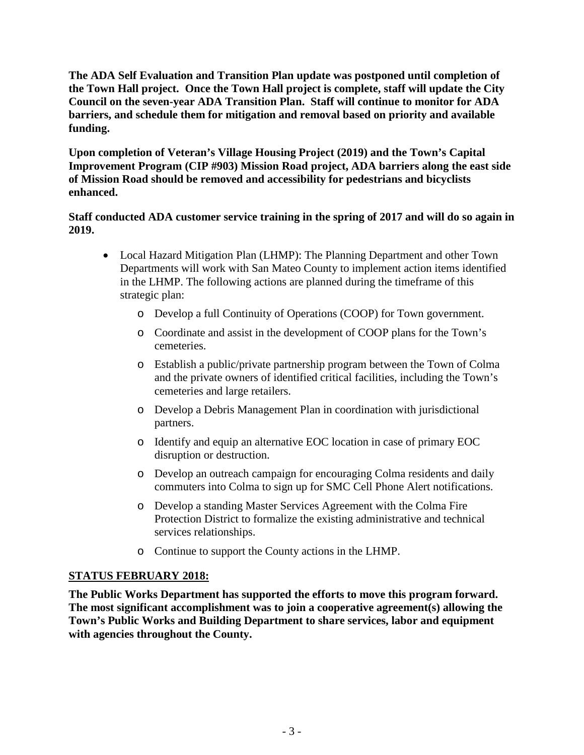**The ADA Self Evaluation and Transition Plan update was postponed until completion of the Town Hall project. Once the Town Hall project is complete, staff will update the City Council on the seven-year ADA Transition Plan. Staff will continue to monitor for ADA barriers, and schedule them for mitigation and removal based on priority and available funding.**

**Upon completion of Veteran's Village Housing Project (2019) and the Town's Capital Improvement Program (CIP #903) Mission Road project, ADA barriers along the east side of Mission Road should be removed and accessibility for pedestrians and bicyclists enhanced.**

**Staff conducted ADA customer service training in the spring of 2017 and will do so again in 2019.**

- Local Hazard Mitigation Plan (LHMP): The Planning Department and other Town Departments will work with San Mateo County to implement action items identified in the LHMP. The following actions are planned during the timeframe of this strategic plan:
    - Develop a full Continuity of Operations (COOP) for Town government.
    - Coordinate and assist in the development of COOP plans for the Town's cemeteries.
    - Establish a public/private partnership program between the Town of Colma and the private owners of identified critical facilities, including the Town's cemeteries and large retailers.
    - Develop a Debris Management Plan in coordination with jurisdictional partners.
    - Identify and equip an alternative EOC location in case of primary EOC disruption or destruction.
    - Develop an outreach campaign for encouraging Colma residents and daily commuters into Colma to sign up for SMC Cell Phone Alert notifications.
    - Develop a standing Master Services Agreement with the Colma Fire Protection District to formalize the existing administrative and technical services relationships.
    - Continue to support the County actions in the LHMP.

**STATUS FEBRUARY 2018:**

**The Public Works Department has supported the efforts to move this program forward. The most significant accomplishment was to join a cooperative agreement(s) allowing the Town's Public Works and Building Department to share services, labor and equipment with agencies throughout the County.**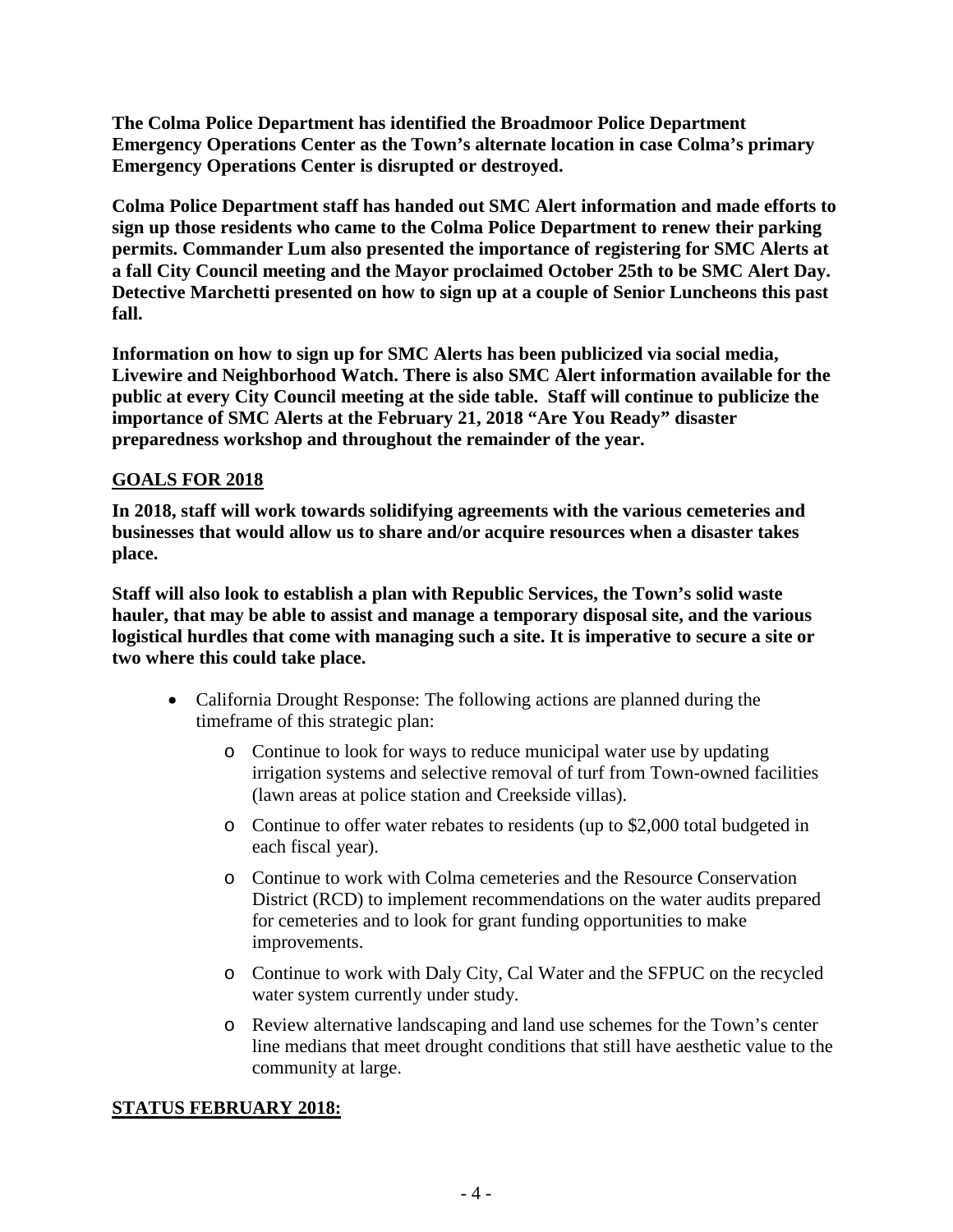**The Colma Police Department has identified the Broadmoor Police Department Emergency Operations Center as the Town's alternate location in case Colma's primary Emergency Operations Center is disrupted or destroyed.**

**Colma Police Department staff has handed out SMC Alert information and made efforts to sign up those residents who came to the Colma Police Department to renew their parking permits. Commander Lum also presented the importance of registering for SMC Alerts at a fall City Council meeting and the Mayor proclaimed October 25th to be SMC Alert Day. Detective Marchetti presented on how to sign up at a couple of Senior Luncheons this past fall.**

**Information on how to sign up for SMC Alerts has been publicized via social media, Livewire and Neighborhood Watch. There is also SMC Alert information available for the public at every City Council meeting at the side table. Staff will continue to publicize the importance of SMC Alerts at the February 21, 2018 "Are You Ready" disaster preparedness workshop and throughout the remainder of the year.**

## GOALS FOR 2018

**In 2018, staff will work towards solidifying agreements with the various cemeteries and businesses that would allow us to share and/or acquire resources when a disaster takes place.**

**Staff will also look to establish a plan with Republic Services, the Town's solid waste hauler, that may be able to assist and manage a temporary disposal site, and the various logistical hurdles that come with managing such a site. It is imperative to secure a site or two where this could take place.**

- California Drought Response: The following actions are planned during the timeframe of this strategic plan:
  - Continue to look for ways to reduce municipal water use by updating irrigation systems and selective removal of turf from Town-owned facilities (lawn areas at police station and Creekside villas).
  - Continue to offer water rebates to residents (up to $2,000 total budgeted in each fiscal year).
  - Continue to work with Colma cemeteries and the Resource Conservation District (RCD) to implement recommendations on the water audits prepared for cemeteries and to look for grant funding opportunities to make improvements.
  - Continue to work with Daly City, Cal Water and the SFPUC on the recycled water system currently under study.
  - Review alternative landscaping and land use schemes for the Town's center line medians that meet drought conditions that still have aesthetic value to the community at large.

## STATUS FEBRUARY 2018: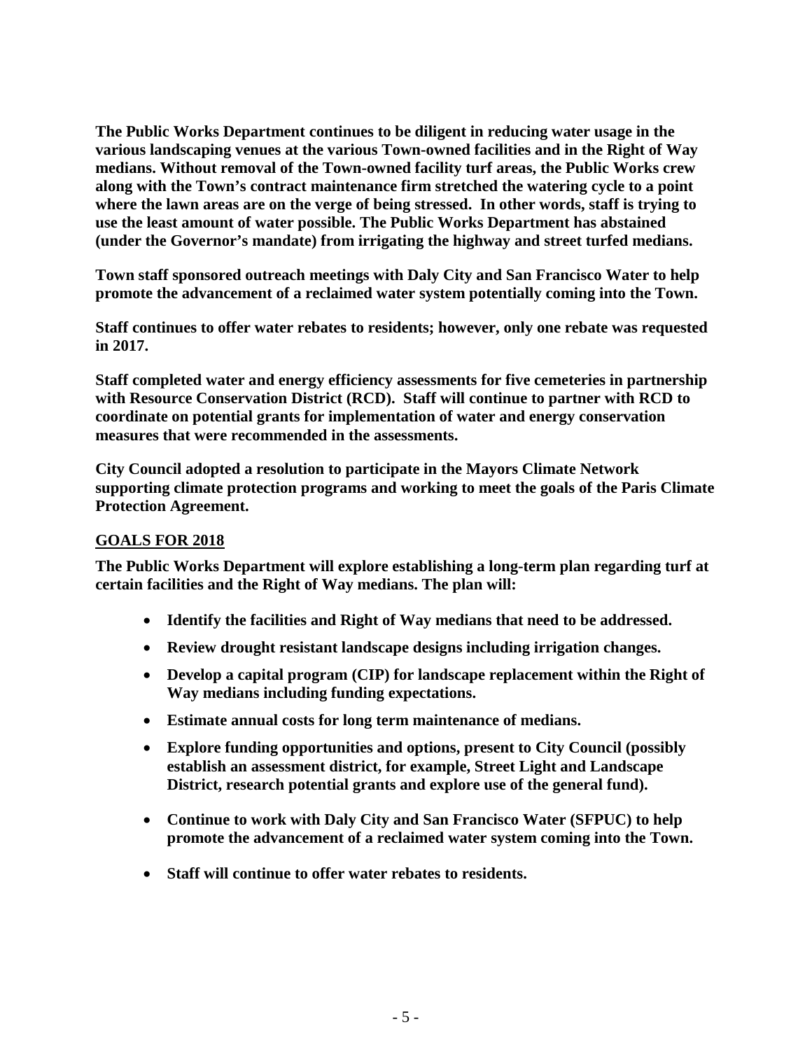**The Public Works Department continues to be diligent in reducing water usage in the various landscaping venues at the various Town-owned facilities and in the Right of Way medians. Without removal of the Town-owned facility turf areas, the Public Works crew along with the Town's contract maintenance firm stretched the watering cycle to a point where the lawn areas are on the verge of being stressed. In other words, staff is trying to use the least amount of water possible. The Public Works Department has abstained (under the Governor's mandate) from irrigating the highway and street turfed medians.**

**Town staff sponsored outreach meetings with Daly City and San Francisco Water to help promote the advancement of a reclaimed water system potentially coming into the Town.**

**Staff continues to offer water rebates to residents; however, only one rebate was requested in 2017.**

**Staff completed water and energy efficiency assessments for five cemeteries in partnership with Resource Conservation District (RCD). Staff will continue to partner with RCD to coordinate on potential grants for implementation of water and energy conservation measures that were recommended in the assessments.**

**City Council adopted a resolution to participate in the Mayors Climate Network supporting climate protection programs and working to meet the goals of the Paris Climate Protection Agreement.**

## GOALS FOR 2018

**The Public Works Department will explore establishing a long-term plan regarding turf at certain facilities and the Right of Way medians. The plan will:**

- **Identify the facilities and Right of Way medians that need to be addressed.**
- **Review drought resistant landscape designs including irrigation changes.**
- **Develop a capital program (CIP) for landscape replacement within the Right of Way medians including funding expectations.**
- **Estimate annual costs for long term maintenance of medians.**
- **Explore funding opportunities and options, present to City Council (possibly establish an assessment district, for example, Street Light and Landscape District, research potential grants and explore use of the general fund).**
- **Continue to work with Daly City and San Francisco Water (SFPUC) to help promote the advancement of a reclaimed water system coming into the Town.**
- **Staff will continue to offer water rebates to residents.**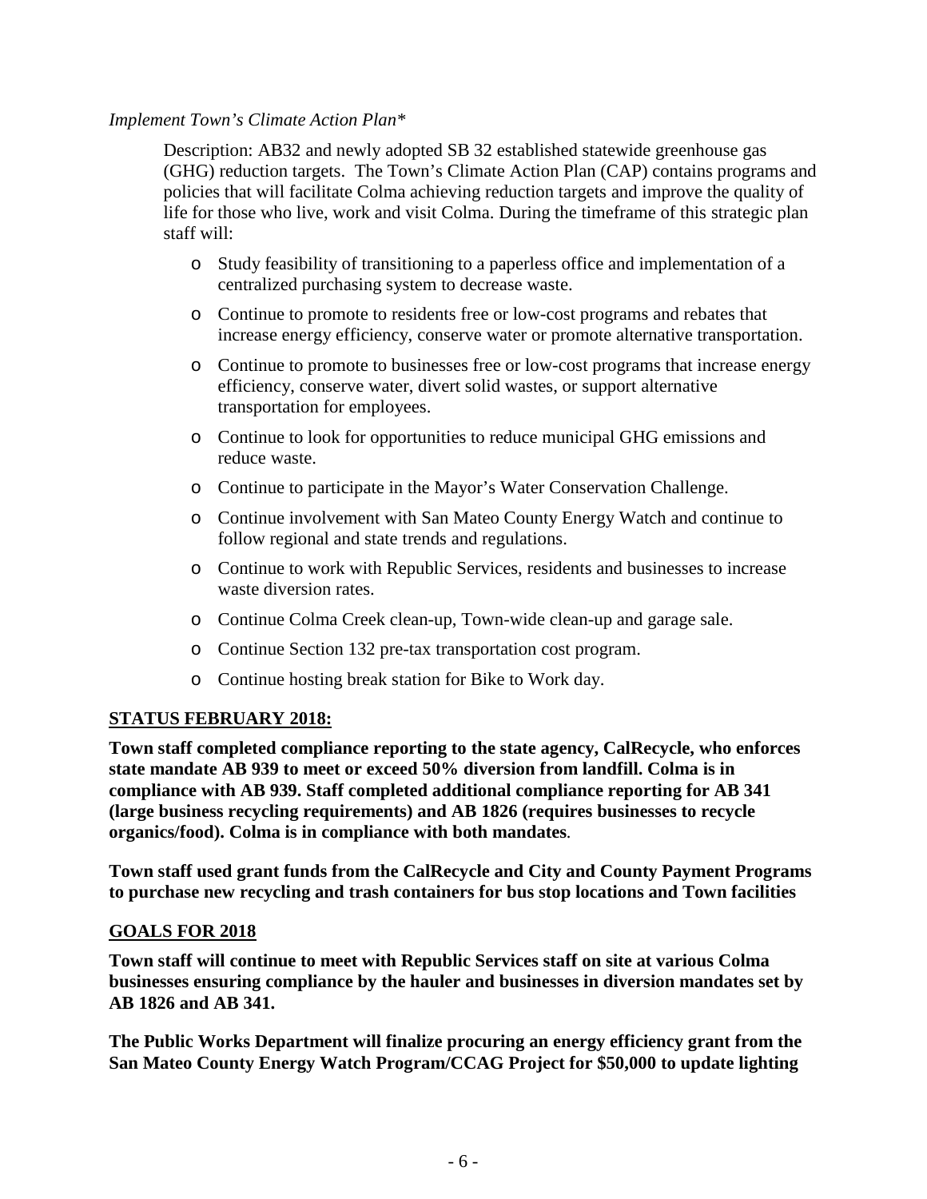*Implement Town's Climate Action Plan**

Description: AB32 and newly adopted SB 32 established statewide greenhouse gas (GHG) reduction targets. The Town's Climate Action Plan (CAP) contains programs and policies that will facilitate Colma achieving reduction targets and improve the quality of life for those who live, work and visit Colma. During the timeframe of this strategic plan staff will:

- Study feasibility of transitioning to a paperless office and implementation of a centralized purchasing system to decrease waste.
- Continue to promote to residents free or low-cost programs and rebates that increase energy efficiency, conserve water or promote alternative transportation.
- Continue to promote to businesses free or low-cost programs that increase energy efficiency, conserve water, divert solid wastes, or support alternative transportation for employees.
- Continue to look for opportunities to reduce municipal GHG emissions and reduce waste.
- Continue to participate in the Mayor's Water Conservation Challenge.
- Continue involvement with San Mateo County Energy Watch and continue to follow regional and state trends and regulations.
- Continue to work with Republic Services, residents and businesses to increase waste diversion rates.
- Continue Colma Creek clean-up, Town-wide clean-up and garage sale.
- Continue Section 132 pre-tax transportation cost program.
- Continue hosting break station for Bike to Work day.

**STATUS FEBRUARY 2018:**

**Town staff completed compliance reporting to the state agency, CalRecycle, who enforces state mandate AB 939 to meet or exceed 50% diversion from landfill. Colma is in compliance with AB 939. Staff completed additional compliance reporting for AB 341 (large business recycling requirements) and AB 1826 (requires businesses to recycle organics/food). Colma is in compliance with both mandates**.

**Town staff used grant funds from the CalRecycle and City and County Payment Programs to purchase new recycling and trash containers for bus stop locations and Town facilities**

**GOALS FOR 2018**

**Town staff will continue to meet with Republic Services staff on site at various Colma businesses ensuring compliance by the hauler and businesses in diversion mandates set by AB 1826 and AB 341.**

**The Public Works Department will finalize procuring an energy efficiency grant from the San Mateo County Energy Watch Program/CCAG Project for $50,000 to update lighting**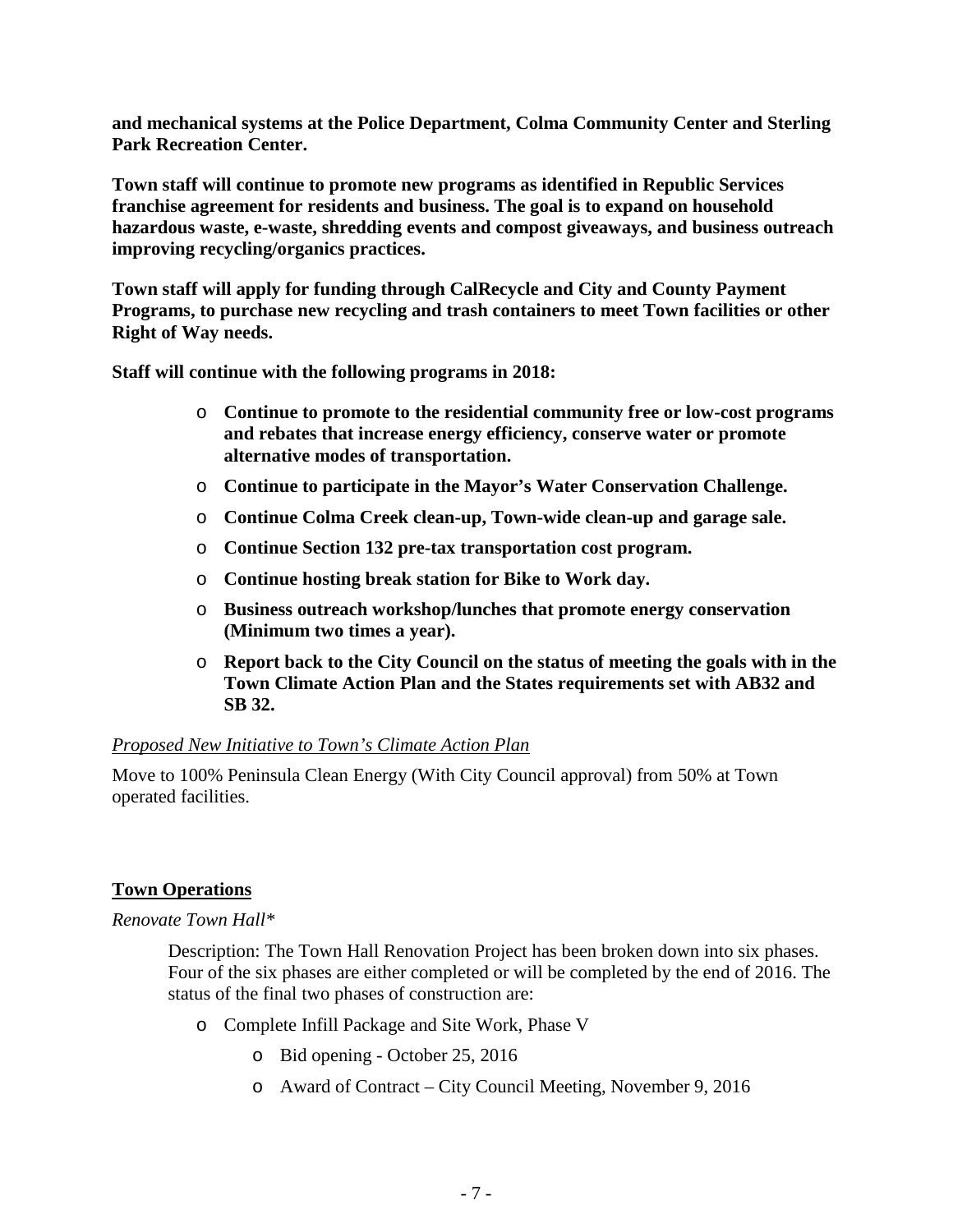**and mechanical systems at the Police Department, Colma Community Center and Sterling Park Recreation Center.**

**Town staff will continue to promote new programs as identified in Republic Services franchise agreement for residents and business. The goal is to expand on household hazardous waste, e-waste, shredding events and compost giveaways, and business outreach improving recycling/organics practices.**

**Town staff will apply for funding through CalRecycle and City and County Payment Programs, to purchase new recycling and trash containers to meet Town facilities or other Right of Way needs.**

**Staff will continue with the following programs in 2018:**

- **Continue to promote to the residential community free or low-cost programs and rebates that increase energy efficiency, conserve water or promote alternative modes of transportation.**
- **Continue to participate in the Mayor's Water Conservation Challenge.**
- **Continue Colma Creek clean-up, Town-wide clean-up and garage sale.**
- **Continue Section 132 pre-tax transportation cost program.**
- **Continue hosting break station for Bike to Work day.**
- **Business outreach workshop/lunches that promote energy conservation (Minimum two times a year).**
- **Report back to the City Council on the status of meeting the goals with in the Town Climate Action Plan and the States requirements set with AB32 and SB 32.**

*<u>Proposed New Initiative to Town's Climate Action Plan</u>*

Move to 100% Peninsula Clean Energy (With City Council approval) from 50% at Town operated facilities.

**<u>Town Operations</u>**

*Renovate Town Hall**

Description: The Town Hall Renovation Project has been broken down into six phases. Four of the six phases are either completed or will be completed by the end of 2016. The status of the final two phases of construction are:

- Complete Infill Package and Site Work, Phase V
  - Bid opening - October 25, 2016
  - Award of Contract – City Council Meeting, November 9, 2016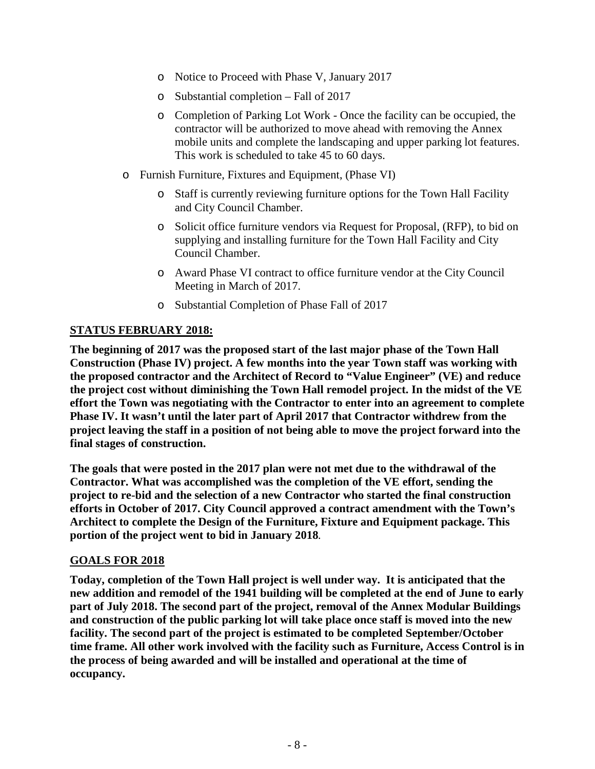- Notice to Proceed with Phase V, January 2017
    - Substantial completion – Fall of 2017
    - Completion of Parking Lot Work - Once the facility can be occupied, the contractor will be authorized to move ahead with removing the Annex mobile units and complete the landscaping and upper parking lot features. This work is scheduled to take 45 to 60 days.
- Furnish Furniture, Fixtures and Equipment, (Phase VI)
    - Staff is currently reviewing furniture options for the Town Hall Facility and City Council Chamber.
    - Solicit office furniture vendors via Request for Proposal, (RFP), to bid on supplying and installing furniture for the Town Hall Facility and City Council Chamber.
    - Award Phase VI contract to office furniture vendor at the City Council Meeting in March of 2017.
    - Substantial Completion of Phase Fall of 2017

## STATUS FEBRUARY 2018:

**The beginning of 2017 was the proposed start of the last major phase of the Town Hall Construction (Phase IV) project. A few months into the year Town staff was working with the proposed contractor and the Architect of Record to "Value Engineer" (VE) and reduce the project cost without diminishing the Town Hall remodel project. In the midst of the VE effort the Town was negotiating with the Contractor to enter into an agreement to complete Phase IV. It wasn't until the later part of April 2017 that Contractor withdrew from the project leaving the staff in a position of not being able to move the project forward into the final stages of construction.**

**The goals that were posted in the 2017 plan were not met due to the withdrawal of the Contractor. What was accomplished was the completion of the VE effort, sending the project to re-bid and the selection of a new Contractor who started the final construction efforts in October of 2017. City Council approved a contract amendment with the Town's Architect to complete the Design of the Furniture, Fixture and Equipment package. This portion of the project went to bid in January 2018.**

## GOALS FOR 2018

**Today, completion of the Town Hall project is well under way. It is anticipated that the new addition and remodel of the 1941 building will be completed at the end of June to early part of July 2018. The second part of the project, removal of the Annex Modular Buildings and construction of the public parking lot will take place once staff is moved into the new facility. The second part of the project is estimated to be completed September/October time frame. All other work involved with the facility such as Furniture, Access Control is in the process of being awarded and will be installed and operational at the time of occupancy.**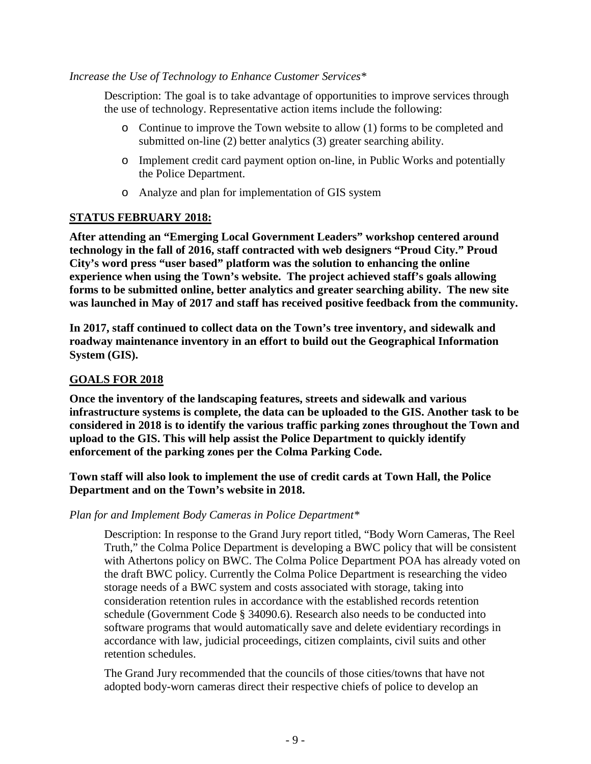*Increase the Use of Technology to Enhance Customer Services**

Description: The goal is to take advantage of opportunities to improve services through the use of technology. Representative action items include the following:

- Continue to improve the Town website to allow (1) forms to be completed and submitted on-line (2) better analytics (3) greater searching ability.
- Implement credit card payment option on-line, in Public Works and potentially the Police Department.
- Analyze and plan for implementation of GIS system

**STATUS FEBRUARY 2018:**

**After attending an "Emerging Local Government Leaders" workshop centered around technology in the fall of 2016, staff contracted with web designers "Proud City." Proud City's word press "user based" platform was the solution to enhancing the online experience when using the Town's website. The project achieved staff's goals allowing forms to be submitted online, better analytics and greater searching ability. The new site was launched in May of 2017 and staff has received positive feedback from the community.**

**In 2017, staff continued to collect data on the Town's tree inventory, and sidewalk and roadway maintenance inventory in an effort to build out the Geographical Information System (GIS).**

**GOALS FOR 2018**

**Once the inventory of the landscaping features, streets and sidewalk and various infrastructure systems is complete, the data can be uploaded to the GIS. Another task to be considered in 2018 is to identify the various traffic parking zones throughout the Town and upload to the GIS. This will help assist the Police Department to quickly identify enforcement of the parking zones per the Colma Parking Code.**

**Town staff will also look to implement the use of credit cards at Town Hall, the Police Department and on the Town's website in 2018.**

*Plan for and Implement Body Cameras in Police Department**

Description: In response to the Grand Jury report titled, "Body Worn Cameras, The Reel Truth," the Colma Police Department is developing a BWC policy that will be consistent with Athertons policy on BWC. The Colma Police Department POA has already voted on the draft BWC policy. Currently the Colma Police Department is researching the video storage needs of a BWC system and costs associated with storage, taking into consideration retention rules in accordance with the established records retention schedule (Government Code § 34090.6). Research also needs to be conducted into software programs that would automatically save and delete evidentiary recordings in accordance with law, judicial proceedings, citizen complaints, civil suits and other retention schedules.

The Grand Jury recommended that the councils of those cities/towns that have not adopted body-worn cameras direct their respective chiefs of police to develop an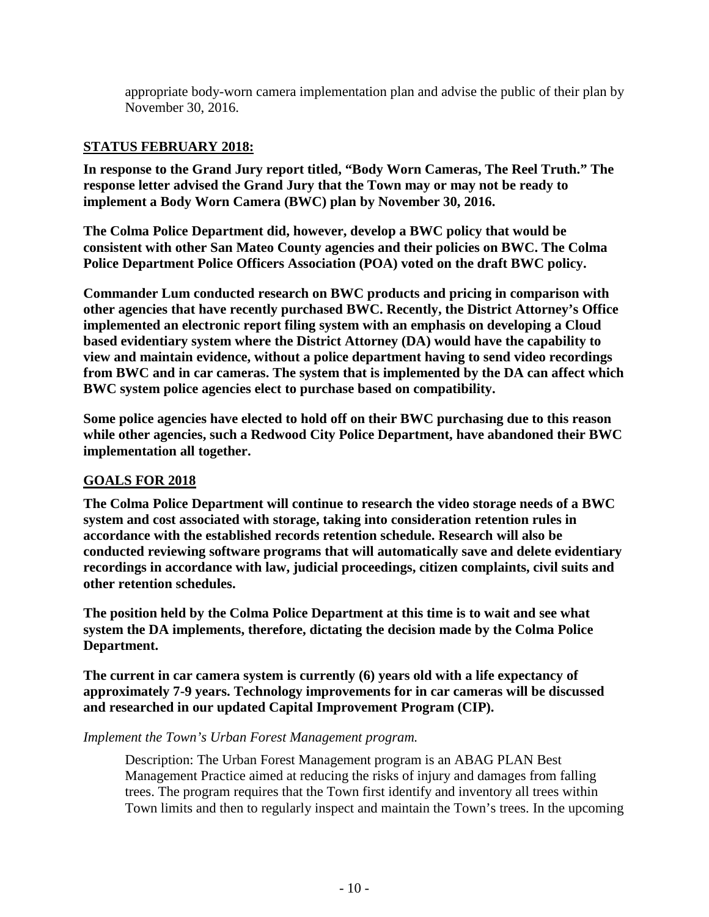appropriate body-worn camera implementation plan and advise the public of their plan by November 30, 2016.

**STATUS FEBRUARY 2018:**

**In response to the Grand Jury report titled, "Body Worn Cameras, The Reel Truth." The response letter advised the Grand Jury that the Town may or may not be ready to implement a Body Worn Camera (BWC) plan by November 30, 2016.**

**The Colma Police Department did, however, develop a BWC policy that would be consistent with other San Mateo County agencies and their policies on BWC. The Colma Police Department Police Officers Association (POA) voted on the draft BWC policy.**

**Commander Lum conducted research on BWC products and pricing in comparison with other agencies that have recently purchased BWC. Recently, the District Attorney's Office implemented an electronic report filing system with an emphasis on developing a Cloud based evidentiary system where the District Attorney (DA) would have the capability to view and maintain evidence, without a police department having to send video recordings from BWC and in car cameras. The system that is implemented by the DA can affect which BWC system police agencies elect to purchase based on compatibility.**

**Some police agencies have elected to hold off on their BWC purchasing due to this reason while other agencies, such a Redwood City Police Department, have abandoned their BWC implementation all together.**

**GOALS FOR 2018**

**The Colma Police Department will continue to research the video storage needs of a BWC system and cost associated with storage, taking into consideration retention rules in accordance with the established records retention schedule. Research will also be conducted reviewing software programs that will automatically save and delete evidentiary recordings in accordance with law, judicial proceedings, citizen complaints, civil suits and other retention schedules.**

**The position held by the Colma Police Department at this time is to wait and see what system the DA implements, therefore, dictating the decision made by the Colma Police Department.**

**The current in car camera system is currently (6) years old with a life expectancy of approximately 7-9 years. Technology improvements for in car cameras will be discussed and researched in our updated Capital Improvement Program (CIP).**

*Implement the Town's Urban Forest Management program.*

Description: The Urban Forest Management program is an ABAG PLAN Best Management Practice aimed at reducing the risks of injury and damages from falling trees. The program requires that the Town first identify and inventory all trees within Town limits and then to regularly inspect and maintain the Town's trees. In the upcoming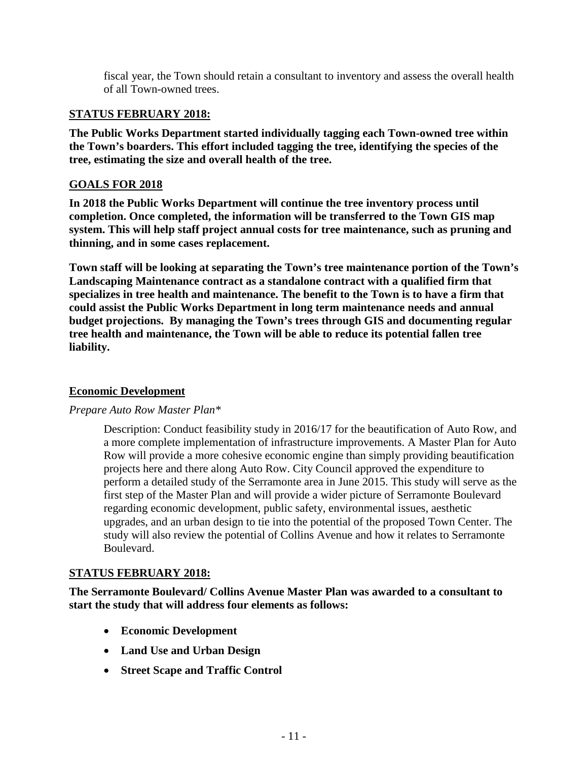fiscal year, the Town should retain a consultant to inventory and assess the overall health of all Town-owned trees.

**STATUS FEBRUARY 2018:**

**The Public Works Department started individually tagging each Town-owned tree within the Town's boarders. This effort included tagging the tree, identifying the species of the tree, estimating the size and overall health of the tree.**

**GOALS FOR 2018**

**In 2018 the Public Works Department will continue the tree inventory process until completion. Once completed, the information will be transferred to the Town GIS map system. This will help staff project annual costs for tree maintenance, such as pruning and thinning, and in some cases replacement.**

**Town staff will be looking at separating the Town's tree maintenance portion of the Town's Landscaping Maintenance contract as a standalone contract with a qualified firm that specializes in tree health and maintenance. The benefit to the Town is to have a firm that could assist the Public Works Department in long term maintenance needs and annual budget projections. By managing the Town's trees through GIS and documenting regular tree health and maintenance, the Town will be able to reduce its potential fallen tree liability.**

**Economic Development**

*Prepare Auto Row Master Plan\**

Description: Conduct feasibility study in 2016/17 for the beautification of Auto Row, and a more complete implementation of infrastructure improvements. A Master Plan for Auto Row will provide a more cohesive economic engine than simply providing beautification projects here and there along Auto Row. City Council approved the expenditure to perform a detailed study of the Serramonte area in June 2015. This study will serve as the first step of the Master Plan and will provide a wider picture of Serramonte Boulevard regarding economic development, public safety, environmental issues, aesthetic upgrades, and an urban design to tie into the potential of the proposed Town Center. The study will also review the potential of Collins Avenue and how it relates to Serramonte Boulevard.

**STATUS FEBRUARY 2018:**

**The Serramonte Boulevard/ Collins Avenue Master Plan was awarded to a consultant to start the study that will address four elements as follows:**

- **Economic Development**
- **Land Use and Urban Design**
- **Street Scape and Traffic Control**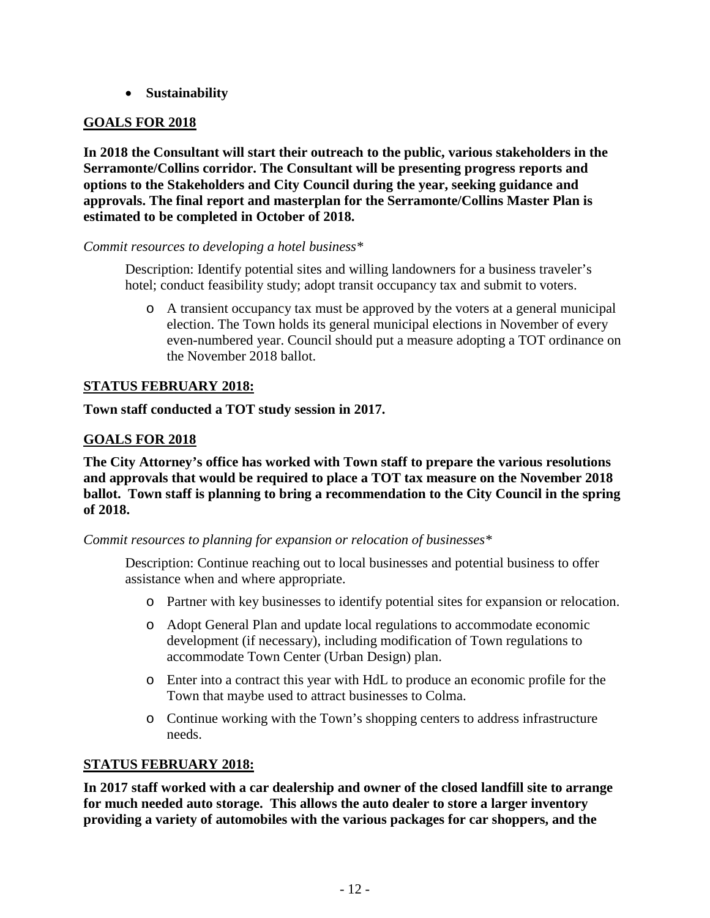- **Sustainability**

**GOALS FOR 2018**

**In 2018 the Consultant will start their outreach to the public, various stakeholders in the Serramonte/Collins corridor. The Consultant will be presenting progress reports and options to the Stakeholders and City Council during the year, seeking guidance and approvals. The final report and masterplan for the Serramonte/Collins Master Plan is estimated to be completed in October of 2018.**

*Commit resources to developing a hotel business**

Description: Identify potential sites and willing landowners for a business traveler's hotel; conduct feasibility study; adopt transit occupancy tax and submit to voters.

- A transient occupancy tax must be approved by the voters at a general municipal election. The Town holds its general municipal elections in November of every even-numbered year. Council should put a measure adopting a TOT ordinance on the November 2018 ballot.

**STATUS FEBRUARY 2018:**

**Town staff conducted a TOT study session in 2017.**

**GOALS FOR 2018**

**The City Attorney's office has worked with Town staff to prepare the various resolutions and approvals that would be required to place a TOT tax measure on the November 2018 ballot. Town staff is planning to bring a recommendation to the City Council in the spring of 2018.**

*Commit resources to planning for expansion or relocation of businesses**

Description: Continue reaching out to local businesses and potential business to offer assistance when and where appropriate.

- Partner with key businesses to identify potential sites for expansion or relocation.
- Adopt General Plan and update local regulations to accommodate economic development (if necessary), including modification of Town regulations to accommodate Town Center (Urban Design) plan.
- Enter into a contract this year with HdL to produce an economic profile for the Town that maybe used to attract businesses to Colma.
- Continue working with the Town's shopping centers to address infrastructure needs.

**STATUS FEBRUARY 2018:**

**In 2017 staff worked with a car dealership and owner of the closed landfill site to arrange for much needed auto storage. This allows the auto dealer to store a larger inventory providing a variety of automobiles with the various packages for car shoppers, and the**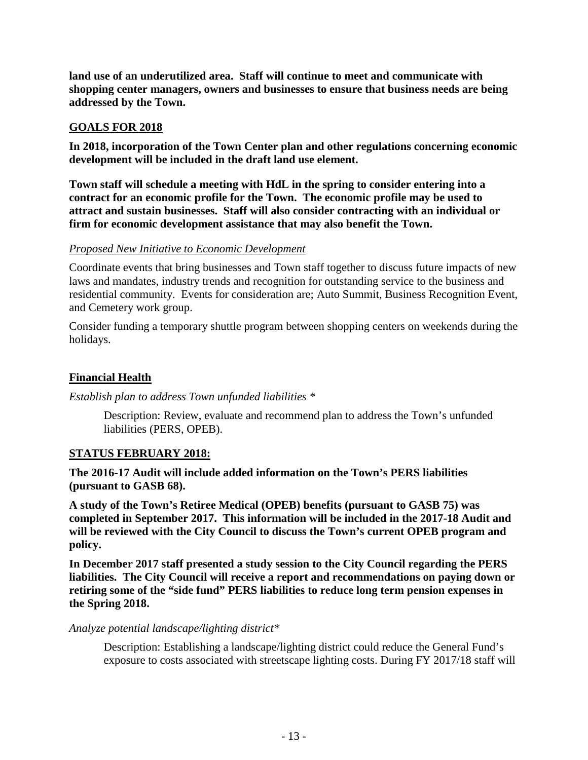**land use of an underutilized area. Staff will continue to meet and communicate with shopping center managers, owners and businesses to ensure that business needs are being addressed by the Town.**

**GOALS FOR 2018**

**In 2018, incorporation of the Town Center plan and other regulations concerning economic development will be included in the draft land use element.**

**Town staff will schedule a meeting with HdL in the spring to consider entering into a contract for an economic profile for the Town. The economic profile may be used to attract and sustain businesses. Staff will also consider contracting with an individual or firm for economic development assistance that may also benefit the Town.**

*Proposed New Initiative to Economic Development*

Coordinate events that bring businesses and Town staff together to discuss future impacts of new laws and mandates, industry trends and recognition for outstanding service to the business and residential community. Events for consideration are; Auto Summit, Business Recognition Event, and Cemetery work group.

Consider funding a temporary shuttle program between shopping centers on weekends during the holidays.

## Financial Health

*Establish plan to address Town unfunded liabilities \**

> Description: Review, evaluate and recommend plan to address the Town's unfunded liabilities (PERS, OPEB).

**STATUS FEBRUARY 2018:**

**The 2016-17 Audit will include added information on the Town's PERS liabilities (pursuant to GASB 68).**

**A study of the Town's Retiree Medical (OPEB) benefits (pursuant to GASB 75) was completed in September 2017. This information will be included in the 2017-18 Audit and will be reviewed with the City Council to discuss the Town's current OPEB program and policy.**

**In December 2017 staff presented a study session to the City Council regarding the PERS liabilities. The City Council will receive a report and recommendations on paying down or retiring some of the "side fund" PERS liabilities to reduce long term pension expenses in the Spring 2018.**

*Analyze potential landscape/lighting district\**

> Description: Establishing a landscape/lighting district could reduce the General Fund's exposure to costs associated with streetscape lighting costs. During FY 2017/18 staff will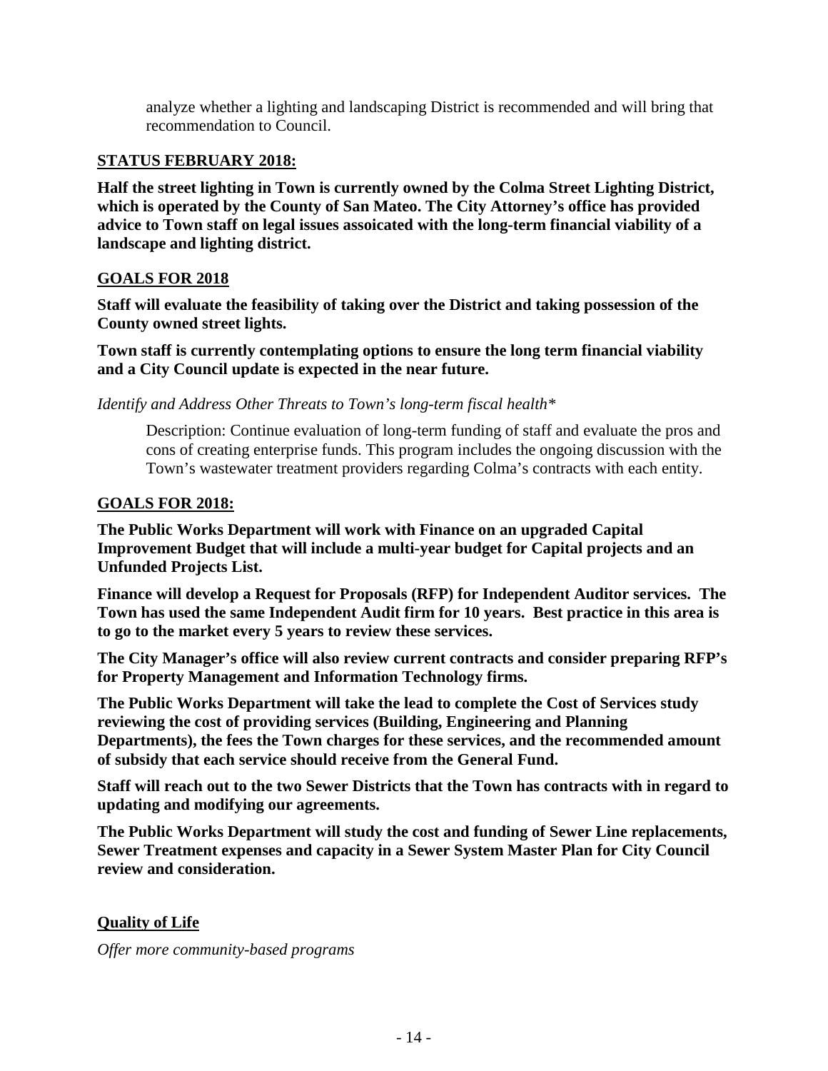analyze whether a lighting and landscaping District is recommended and will bring that recommendation to Council.

**STATUS FEBRUARY 2018:**

**Half the street lighting in Town is currently owned by the Colma Street Lighting District, which is operated by the County of San Mateo. The City Attorney's office has provided advice to Town staff on legal issues assoicated with the long-term financial viability of a landscape and lighting district.**

**GOALS FOR 2018**

**Staff will evaluate the feasibility of taking over the District and taking possession of the County owned street lights.**

**Town staff is currently contemplating options to ensure the long term financial viability and a City Council update is expected in the near future.**

*Identify and Address Other Threats to Town's long-term fiscal health**

Description: Continue evaluation of long-term funding of staff and evaluate the pros and cons of creating enterprise funds. This program includes the ongoing discussion with the Town's wastewater treatment providers regarding Colma's contracts with each entity.

**GOALS FOR 2018:**

**The Public Works Department will work with Finance on an upgraded Capital Improvement Budget that will include a multi-year budget for Capital projects and an Unfunded Projects List.**

**Finance will develop a Request for Proposals (RFP) for Independent Auditor services. The Town has used the same Independent Audit firm for 10 years. Best practice in this area is to go to the market every 5 years to review these services.**

**The City Manager's office will also review current contracts and consider preparing RFP's for Property Management and Information Technology firms.**

**The Public Works Department will take the lead to complete the Cost of Services study reviewing the cost of providing services (Building, Engineering and Planning Departments), the fees the Town charges for these services, and the recommended amount of subsidy that each service should receive from the General Fund.**

**Staff will reach out to the two Sewer Districts that the Town has contracts with in regard to updating and modifying our agreements.**

**The Public Works Department will study the cost and funding of Sewer Line replacements, Sewer Treatment expenses and capacity in a Sewer System Master Plan for City Council review and consideration.**

**Quality of Life**

*Offer more community-based programs*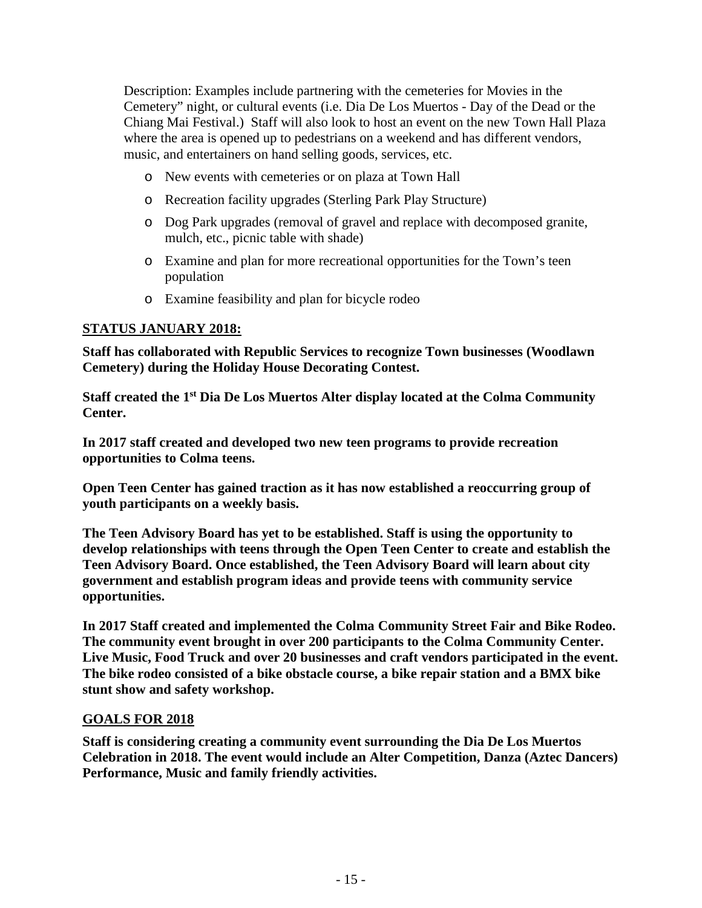Description: Examples include partnering with the cemeteries for Movies in the Cemetery" night, or cultural events (i.e. Dia De Los Muertos - Day of the Dead or the Chiang Mai Festival.) Staff will also look to host an event on the new Town Hall Plaza where the area is opened up to pedestrians on a weekend and has different vendors, music, and entertainers on hand selling goods, services, etc.

- New events with cemeteries or on plaza at Town Hall
- Recreation facility upgrades (Sterling Park Play Structure)
- Dog Park upgrades (removal of gravel and replace with decomposed granite, mulch, etc., picnic table with shade)
- Examine and plan for more recreational opportunities for the Town's teen population
- Examine feasibility and plan for bicycle rodeo

**STATUS JANUARY 2018:**

**Staff has collaborated with Republic Services to recognize Town businesses (Woodlawn Cemetery) during the Holiday House Decorating Contest.**

**Staff created the 1st Dia De Los Muertos Alter display located at the Colma Community Center.**

**In 2017 staff created and developed two new teen programs to provide recreation opportunities to Colma teens.**

**Open Teen Center has gained traction as it has now established a reoccurring group of youth participants on a weekly basis.**

**The Teen Advisory Board has yet to be established. Staff is using the opportunity to develop relationships with teens through the Open Teen Center to create and establish the Teen Advisory Board. Once established, the Teen Advisory Board will learn about city government and establish program ideas and provide teens with community service opportunities.**

**In 2017 Staff created and implemented the Colma Community Street Fair and Bike Rodeo. The community event brought in over 200 participants to the Colma Community Center. Live Music, Food Truck and over 20 businesses and craft vendors participated in the event. The bike rodeo consisted of a bike obstacle course, a bike repair station and a BMX bike stunt show and safety workshop.**

**GOALS FOR 2018**

**Staff is considering creating a community event surrounding the Dia De Los Muertos Celebration in 2018. The event would include an Alter Competition, Danza (Aztec Dancers) Performance, Music and family friendly activities.**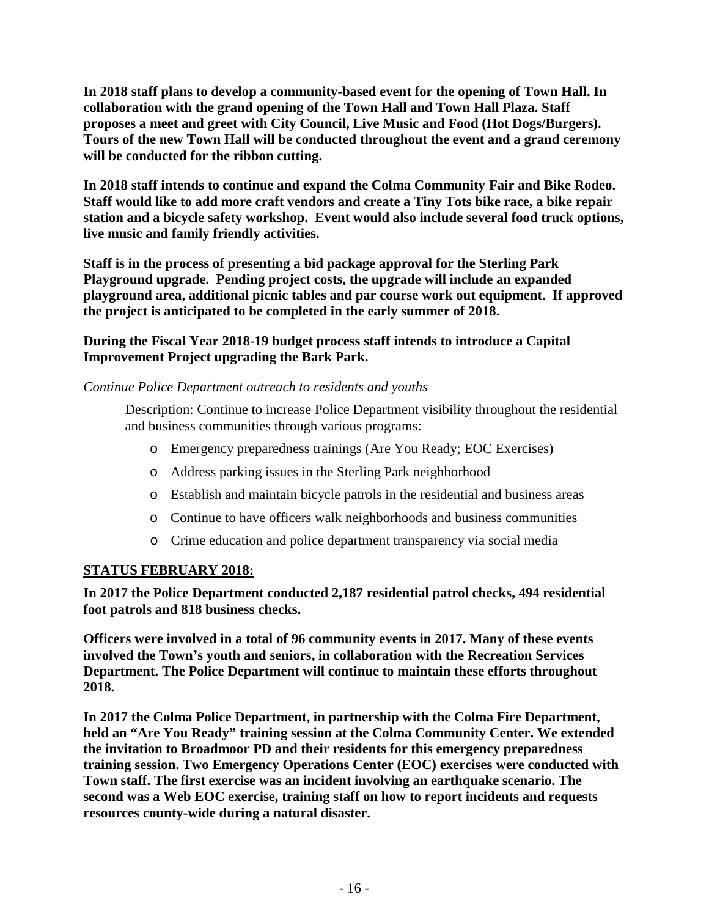**In 2018 staff plans to develop a community-based event for the opening of Town Hall. In collaboration with the grand opening of the Town Hall and Town Hall Plaza. Staff proposes a meet and greet with City Council, Live Music and Food (Hot Dogs/Burgers). Tours of the new Town Hall will be conducted throughout the event and a grand ceremony will be conducted for the ribbon cutting.**

**In 2018 staff intends to continue and expand the Colma Community Fair and Bike Rodeo. Staff would like to add more craft vendors and create a Tiny Tots bike race, a bike repair station and a bicycle safety workshop. Event would also include several food truck options, live music and family friendly activities.**

**Staff is in the process of presenting a bid package approval for the Sterling Park Playground upgrade. Pending project costs, the upgrade will include an expanded playground area, additional picnic tables and par course work out equipment. If approved the project is anticipated to be completed in the early summer of 2018.**

**During the Fiscal Year 2018-19 budget process staff intends to introduce a Capital Improvement Project upgrading the Bark Park.**

*Continue Police Department outreach to residents and youths*

Description: Continue to increase Police Department visibility throughout the residential and business communities through various programs:

- Emergency preparedness trainings (Are You Ready; EOC Exercises)
- Address parking issues in the Sterling Park neighborhood
- Establish and maintain bicycle patrols in the residential and business areas
- Continue to have officers walk neighborhoods and business communities
- Crime education and police department transparency via social media

**STATUS FEBRUARY 2018:**

**In 2017 the Police Department conducted 2,187 residential patrol checks, 494 residential foot patrols and 818 business checks.**

**Officers were involved in a total of 96 community events in 2017. Many of these events involved the Town's youth and seniors, in collaboration with the Recreation Services Department. The Police Department will continue to maintain these efforts throughout 2018.**

**In 2017 the Colma Police Department, in partnership with the Colma Fire Department, held an "Are You Ready" training session at the Colma Community Center. We extended the invitation to Broadmoor PD and their residents for this emergency preparedness training session. Two Emergency Operations Center (EOC) exercises were conducted with Town staff. The first exercise was an incident involving an earthquake scenario. The second was a Web EOC exercise, training staff on how to report incidents and requests resources county-wide during a natural disaster.**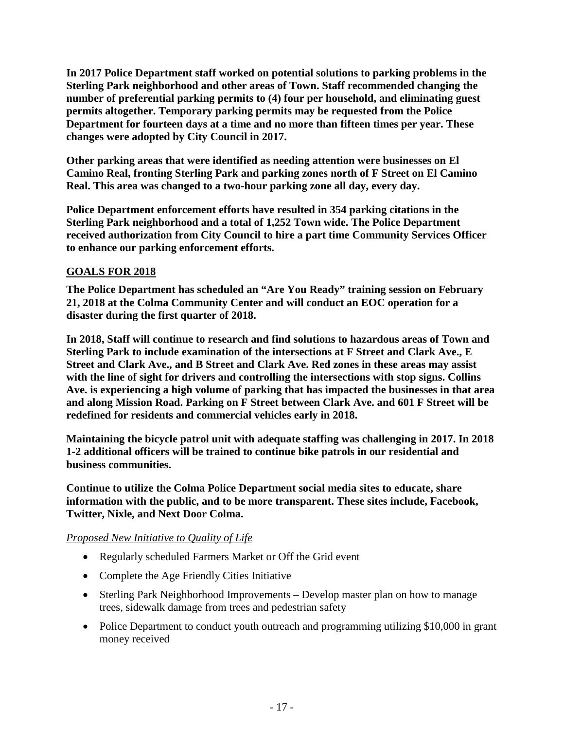**In 2017 Police Department staff worked on potential solutions to parking problems in the Sterling Park neighborhood and other areas of Town. Staff recommended changing the number of preferential parking permits to (4) four per household, and eliminating guest permits altogether. Temporary parking permits may be requested from the Police Department for fourteen days at a time and no more than fifteen times per year. These changes were adopted by City Council in 2017.**

**Other parking areas that were identified as needing attention were businesses on El Camino Real, fronting Sterling Park and parking zones north of F Street on El Camino Real. This area was changed to a two-hour parking zone all day, every day.**

**Police Department enforcement efforts have resulted in 354 parking citations in the Sterling Park neighborhood and a total of 1,252 Town wide. The Police Department received authorization from City Council to hire a part time Community Services Officer to enhance our parking enforcement efforts.**

## GOALS FOR 2018

**The Police Department has scheduled an "Are You Ready" training session on February 21, 2018 at the Colma Community Center and will conduct an EOC operation for a disaster during the first quarter of 2018.**

**In 2018, Staff will continue to research and find solutions to hazardous areas of Town and Sterling Park to include examination of the intersections at F Street and Clark Ave., E Street and Clark Ave., and B Street and Clark Ave. Red zones in these areas may assist with the line of sight for drivers and controlling the intersections with stop signs. Collins Ave. is experiencing a high volume of parking that has impacted the businesses in that area and along Mission Road. Parking on F Street between Clark Ave. and 601 F Street will be redefined for residents and commercial vehicles early in 2018.**

**Maintaining the bicycle patrol unit with adequate staffing was challenging in 2017. In 2018 1-2 additional officers will be trained to continue bike patrols in our residential and business communities.**

**Continue to utilize the Colma Police Department social media sites to educate, share information with the public, and to be more transparent. These sites include, Facebook, Twitter, Nixle, and Next Door Colma.**

*Proposed New Initiative to Quality of Life*

- Regularly scheduled Farmers Market or Off the Grid event
- Complete the Age Friendly Cities Initiative
- Sterling Park Neighborhood Improvements – Develop master plan on how to manage trees, sidewalk damage from trees and pedestrian safety
- Police Department to conduct youth outreach and programming utilizing $10,000 in grant money received